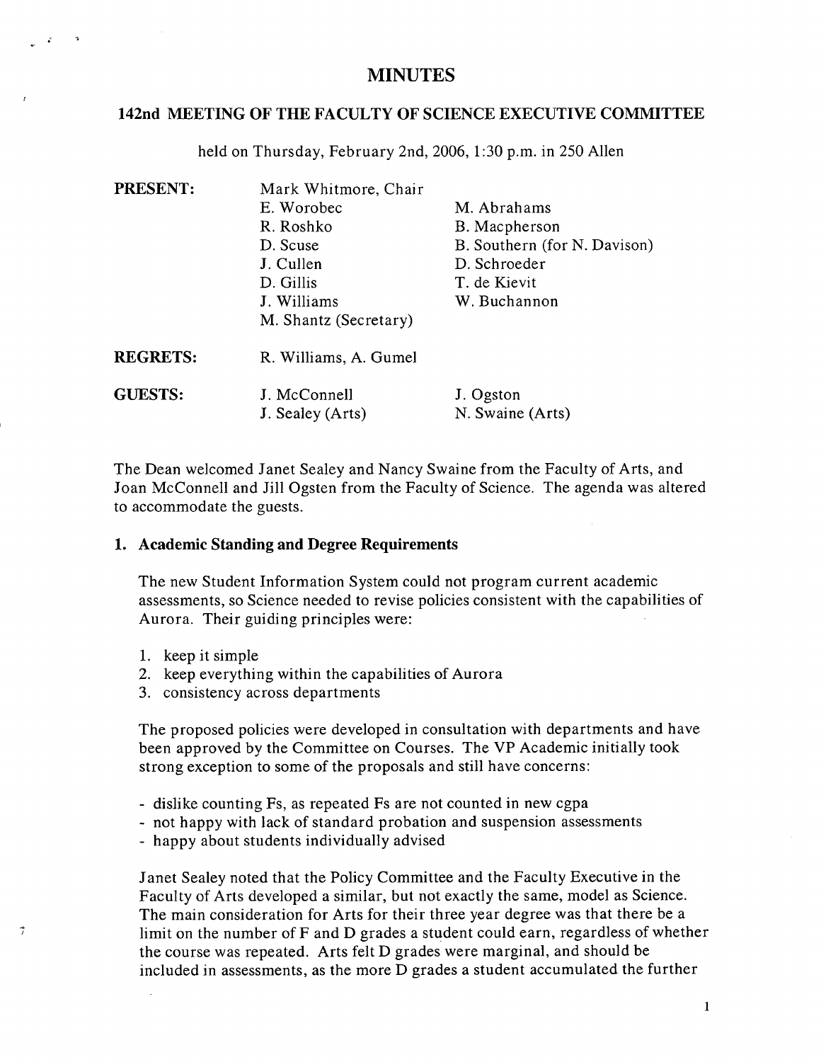# MINUTES

## 142nd MEETING OF THE FACULTY OF SCIENCE EXECUTIVE COMMITTEE

held on Thursday, February 2nd, 2006, 1:30 p.m. in 250 Allen

| | | |
|---|---|---|
| **PRESENT:** | Mark Whitmore, Chair | |
| | E. Worobec | M. Abrahams |
| | R. Roshko | B. Macpherson |
| | D. Scuse | B. Southern (for N. Davison) |
| | J. Cullen | D. Schroeder |
| | D. Gillis | T. de Kievit |
| | J. Williams | W. Buchannon |
| | M. Shantz (Secretary) | |
| **REGRETS:** | R. Williams, A. Gumel | |
| **GUESTS:** | J. McConnell | J. Ogston |
| | J. Sealey (Arts) | N. Swaine (Arts) |

The Dean welcomed Janet Sealey and Nancy Swaine from the Faculty of Arts, and Joan McConnell and Jill Ogsten from the Faculty of Science. The agenda was altered to accommodate the guests.

### 1. Academic Standing and Degree Requirements

The new Student Information System could not program current academic assessments, so Science needed to revise policies consistent with the capabilities of Aurora. Their guiding principles were:

1. keep it simple
2. keep everything within the capabilities of Aurora
3. consistency across departments

The proposed policies were developed in consultation with departments and have been approved by the Committee on Courses. The VP Academic initially took strong exception to some of the proposals and still have concerns:

- dislike counting Fs, as repeated Fs are not counted in new cgpa
- not happy with lack of standard probation and suspension assessments
- happy about students individually advised

Janet Sealey noted that the Policy Committee and the Faculty Executive in the Faculty of Arts developed a similar, but not exactly the same, model as Science. The main consideration for Arts for their three year degree was that there be a limit on the number of F and D grades a student could earn, regardless of whether the course was repeated. Arts felt D grades were marginal, and should be included in assessments, as the more D grades a student accumulated the further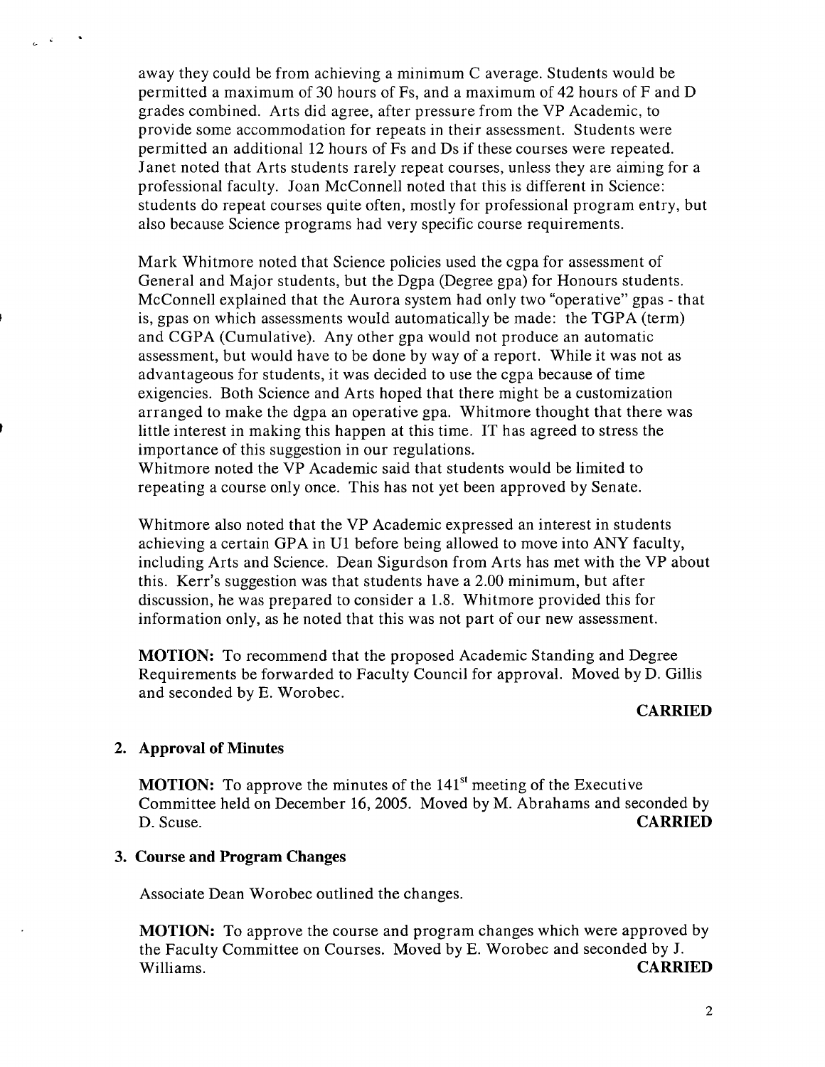away they could be from achieving a minimum C average. Students would be permitted a maximum of 30 hours of Fs, and a maximum of 42 hours of F and D grades combined. Arts did agree, after pressure from the VP Academic, to provide some accommodation for repeats in their assessment. Students were permitted an additional 12 hours of Fs and Ds if these courses were repeated. Janet noted that Arts students rarely repeat courses, unless they are aiming for a professional faculty. Joan McConnell noted that this is different in Science: students do repeat courses quite often, mostly for professional program entry, but also because Science programs had very specific course requirements.

Mark Whitmore noted that Science policies used the cgpa for assessment of General and Major students, but the Dgpa (Degree gpa) for Honours students. McConnell explained that the Aurora system had only two "operative" gpas - that is, gpas on which assessments would automatically be made: the TGPA (term) and CGPA (Cumulative). Any other gpa would not produce an automatic assessment, but would have to be done by way of a report. While it was not as advantageous for students, it was decided to use the cgpa because of time exigencies. Both Science and Arts hoped that there might be a customization arranged to make the dgpa an operative gpa. Whitmore thought that there was little interest in making this happen at this time. IT has agreed to stress the importance of this suggestion in our regulations.
Whitmore noted the VP Academic said that students would be limited to repeating a course only once. This has not yet been approved by Senate.

Whitmore also noted that the VP Academic expressed an interest in students achieving a certain GPA in U1 before being allowed to move into ANY faculty, including Arts and Science. Dean Sigurdson from Arts has met with the VP about this. Kerr's suggestion was that students have a 2.00 minimum, but after discussion, he was prepared to consider a 1.8. Whitmore provided this for information only, as he noted that this was not part of our new assessment.

**MOTION:** To recommend that the proposed Academic Standing and Degree Requirements be forwarded to Faculty Council for approval. Moved by D. Gillis and seconded by E. Worobec.

**CARRIED**

## 2. Approval of Minutes

**MOTION:** To approve the minutes of the 141st meeting of the Executive Committee held on December 16, 2005. Moved by M. Abrahams and seconded by D. Scuse. **CARRIED**

## 3. Course and Program Changes

Associate Dean Worobec outlined the changes.

**MOTION:** To approve the course and program changes which were approved by the Faculty Committee on Courses. Moved by E. Worobec and seconded by J. Williams. **CARRIED**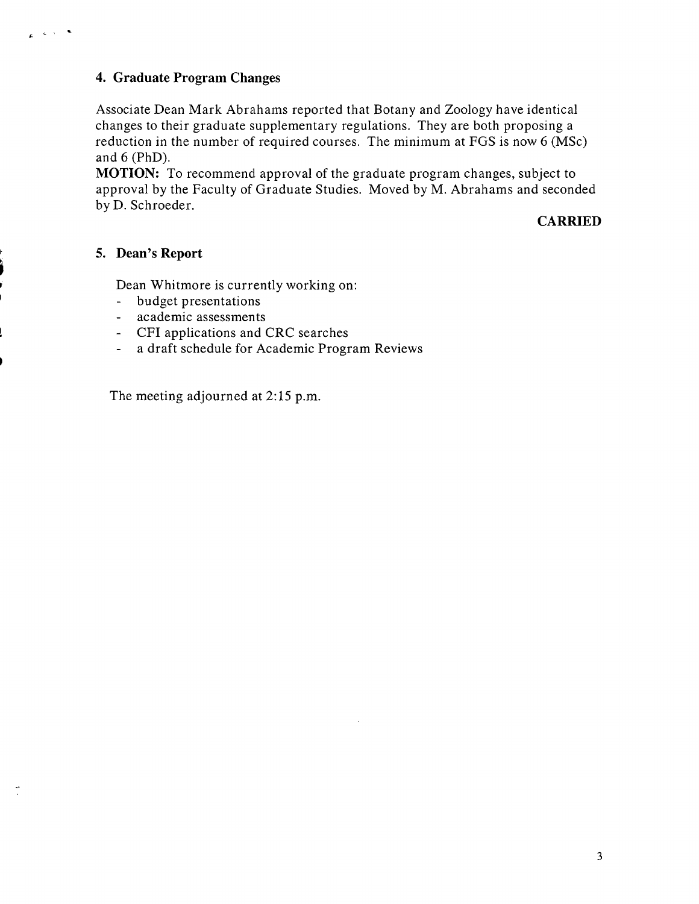## 4. Graduate Program Changes

Associate Dean Mark Abrahams reported that Botany and Zoology have identical changes to their graduate supplementary regulations. They are both proposing a reduction in the number of required courses. The minimum at FGS is now 6 (MSc) and 6 (PhD).

**MOTION:** To recommend approval of the graduate program changes, subject to approval by the Faculty of Graduate Studies. Moved by M. Abrahams and seconded by D. Schroeder.

**CARRIED**

## 5. Dean's Report

Dean Whitmore is currently working on:

- budget presentations
- academic assessments
- CFI applications and CRC searches
- a draft schedule for Academic Program Reviews

The meeting adjourned at 2:15 p.m.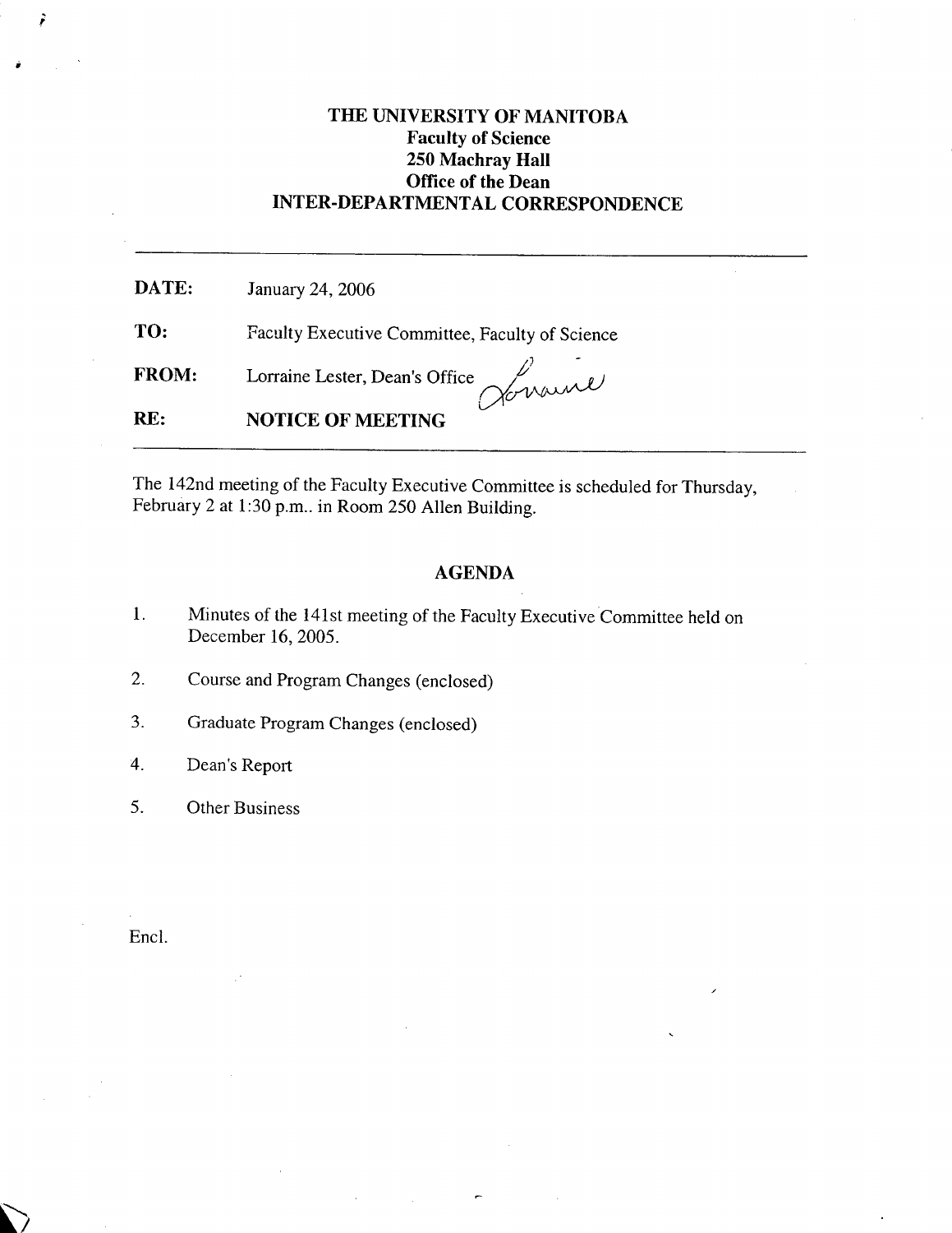**THE UNIVERSITY OF MANITOBA**
**Faculty of Science**
**250 Machray Hall**
**Office of the Dean**
**INTER-DEPARTMENTAL CORRESPONDENCE**

---

**DATE:** January 24, 2006

**TO:** Faculty Executive Committee, Faculty of Science

**FROM:** Lorraine Lester, Dean's Office *Lorraine*

**RE:** **NOTICE OF MEETING**

---

The 142nd meeting of the Faculty Executive Committee is scheduled for Thursday, February 2 at 1:30 p.m.. in Room 250 Allen Building.

## AGENDA

1. Minutes of the 141st meeting of the Faculty Executive Committee held on December 16, 2005.
2. Course and Program Changes (enclosed)
3. Graduate Program Changes (enclosed)
4. Dean's Report
5. Other Business

Encl.